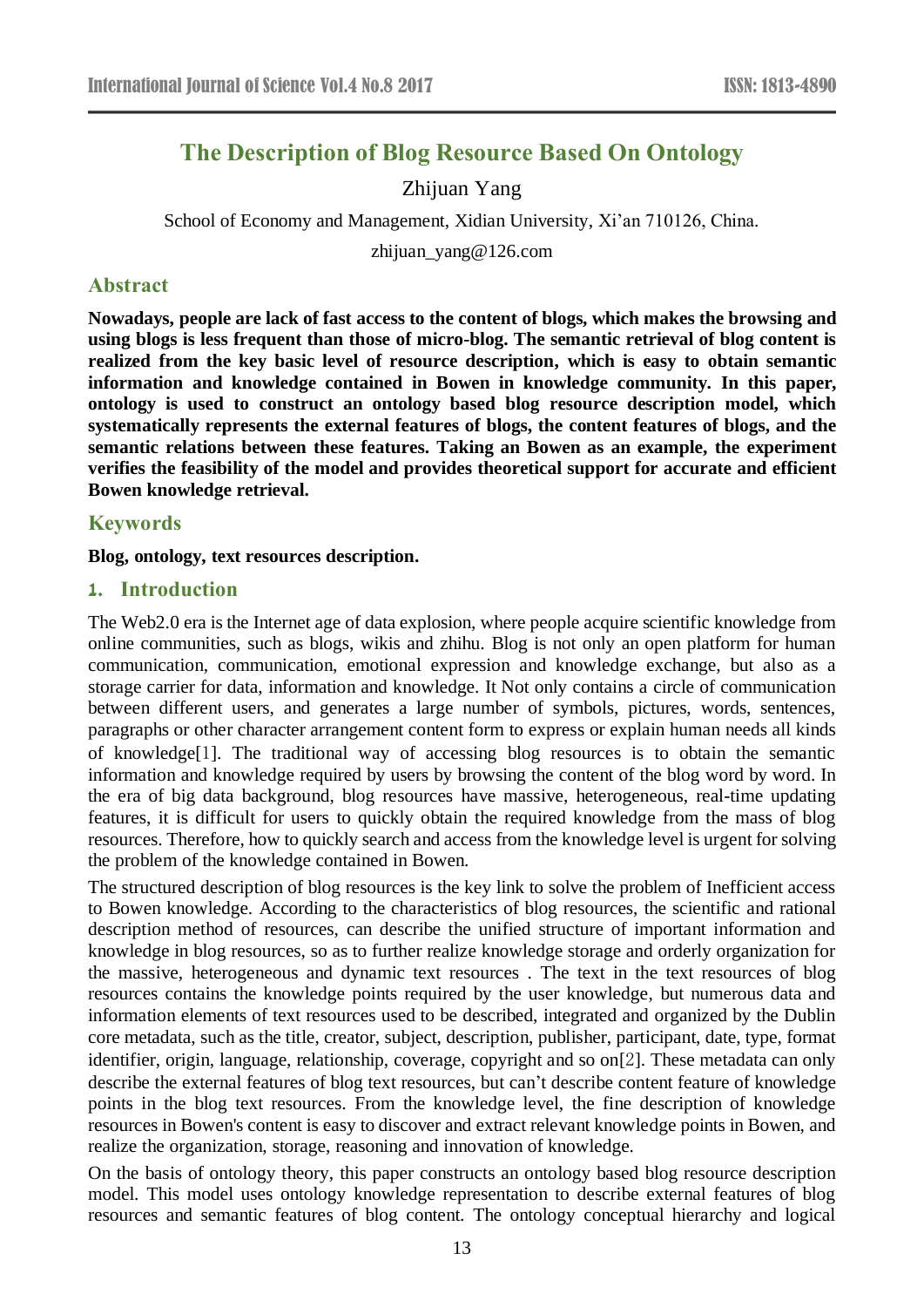# The Description of Blog Resource Based On Ontology

Zhijuan Yang

School of Economy and Management, Xidian University, Xi'an 710126, China.

zhijuan_yang@126.com

## Abstract

**Nowadays, people are lack of fast access to the content of blogs, which makes the browsing and using blogs is less frequent than those of micro-blog. The semantic retrieval of blog content is realized from the key basic level of resource description, which is easy to obtain semantic information and knowledge contained in Bowen in knowledge community. In this paper, ontology is used to construct an ontology based blog resource description model, which systematically represents the external features of blogs, the content features of blogs, and the semantic relations between these features. Taking an Bowen as an example, the experiment verifies the feasibility of the model and provides theoretical support for accurate and efficient Bowen knowledge retrieval.**

## Keywords

**Blog, ontology, text resources description.**

## 1. Introduction

The Web2.0 era is the Internet age of data explosion, where people acquire scientific knowledge from online communities, such as blogs, wikis and zhihu. Blog is not only an open platform for human communication, communication, emotional expression and knowledge exchange, but also as a storage carrier for data, information and knowledge. It Not only contains a circle of communication between different users, and generates a large number of symbols, pictures, words, sentences, paragraphs or other character arrangement content form to express or explain human needs all kinds of knowledge[1]. The traditional way of accessing blog resources is to obtain the semantic information and knowledge required by users by browsing the content of the blog word by word. In the era of big data background, blog resources have massive, heterogeneous, real-time updating features, it is difficult for users to quickly obtain the required knowledge from the mass of blog resources. Therefore, how to quickly search and access from the knowledge level is urgent for solving the problem of the knowledge contained in Bowen.

The structured description of blog resources is the key link to solve the problem of Inefficient access to Bowen knowledge. According to the characteristics of blog resources, the scientific and rational description method of resources, can describe the unified structure of important information and knowledge in blog resources, so as to further realize knowledge storage and orderly organization for the massive, heterogeneous and dynamic text resources . The text in the text resources of blog resources contains the knowledge points required by the user knowledge, but numerous data and information elements of text resources used to be described, integrated and organized by the Dublin core metadata, such as the title, creator, subject, description, publisher, participant, date, type, format identifier, origin, language, relationship, coverage, copyright and so on[2]. These metadata can only describe the external features of blog text resources, but can't describe content feature of knowledge points in the blog text resources. From the knowledge level, the fine description of knowledge resources in Bowen's content is easy to discover and extract relevant knowledge points in Bowen, and realize the organization, storage, reasoning and innovation of knowledge.

On the basis of ontology theory, this paper constructs an ontology based blog resource description model. This model uses ontology knowledge representation to describe external features of blog resources and semantic features of blog content. The ontology conceptual hierarchy and logical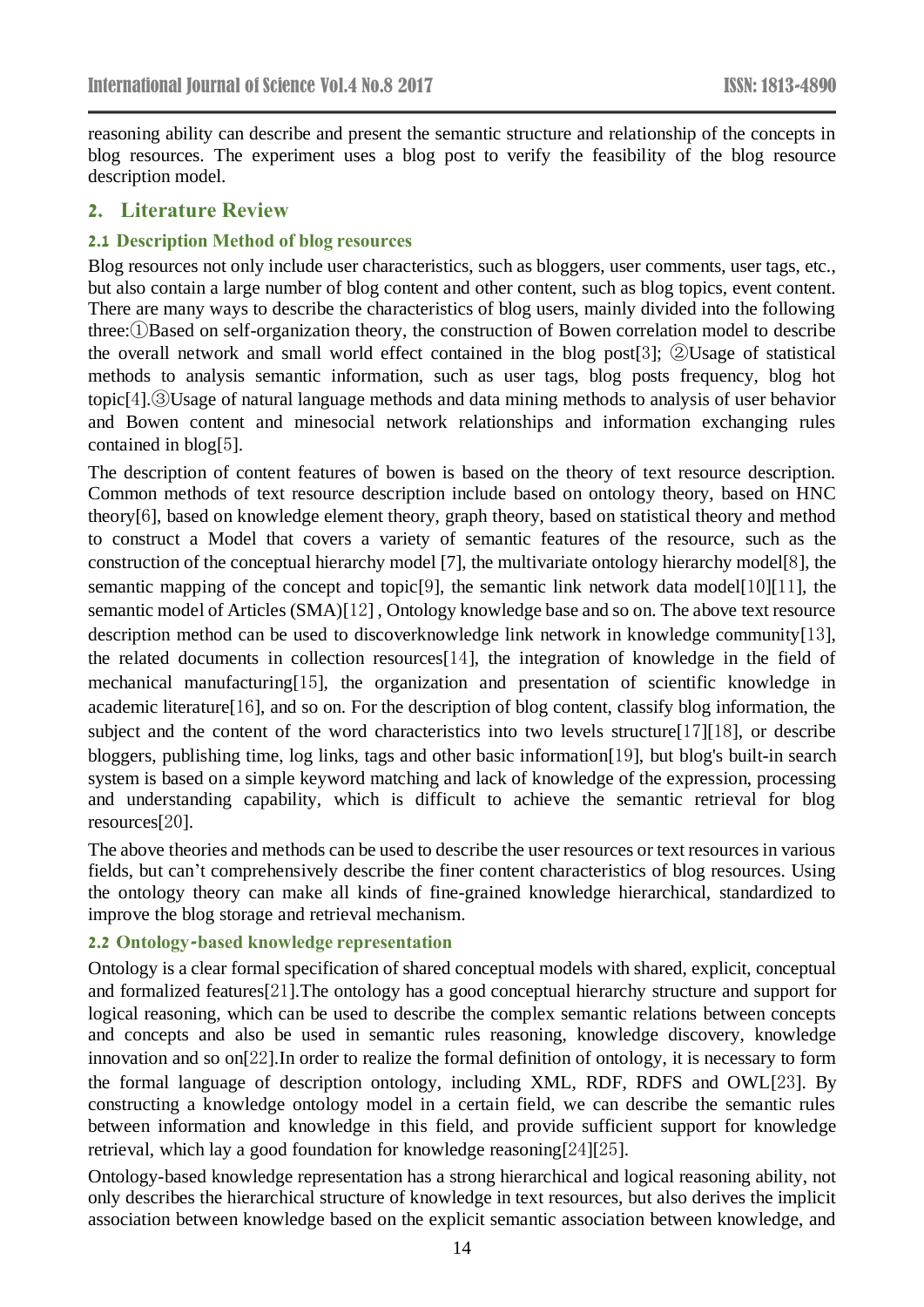reasoning ability can describe and present the semantic structure and relationship of the concepts in blog resources. The experiment uses a blog post to verify the feasibility of the blog resource description model.

## 2. Literature Review

### 2.1 Description Method of blog resources

Blog resources not only include user characteristics, such as bloggers, user comments, user tags, etc., but also contain a large number of blog content and other content, such as blog topics, event content. There are many ways to describe the characteristics of blog users, mainly divided into the following three:①Based on self-organization theory, the construction of Bowen correlation model to describe the overall network and small world effect contained in the blog post[3]; ②Usage of statistical methods to analysis semantic information, such as user tags, blog posts frequency, blog hot topic[4].③Usage of natural language methods and data mining methods to analysis of user behavior and Bowen content and minesocial network relationships and information exchanging rules contained in blog[5].

The description of content features of bowen is based on the theory of text resource description. Common methods of text resource description include based on ontology theory, based on HNC theory[6], based on knowledge element theory, graph theory, based on statistical theory and method to construct a Model that covers a variety of semantic features of the resource, such as the construction of the conceptual hierarchy model [7], the multivariate ontology hierarchy model[8], the semantic mapping of the concept and topic[9], the semantic link network data model[10][11], the semantic model of Articles (SMA)[12] , Ontology knowledge base and so on. The above text resource description method can be used to discoverknowledge link network in knowledge community[13], the related documents in collection resources[14], the integration of knowledge in the field of mechanical manufacturing[15], the organization and presentation of scientific knowledge in academic literature[16], and so on. For the description of blog content, classify blog information, the subject and the content of the word characteristics into two levels structure[17][18], or describe bloggers, publishing time, log links, tags and other basic information[19], but blog's built-in search system is based on a simple keyword matching and lack of knowledge of the expression, processing and understanding capability, which is difficult to achieve the semantic retrieval for blog resources[20].

The above theories and methods can be used to describe the user resources or text resources in various fields, but can't comprehensively describe the finer content characteristics of blog resources. Using the ontology theory can make all kinds of fine-grained knowledge hierarchical, standardized to improve the blog storage and retrieval mechanism.

### 2.2 Ontology-based knowledge representation

Ontology is a clear formal specification of shared conceptual models with shared, explicit, conceptual and formalized features[21].The ontology has a good conceptual hierarchy structure and support for logical reasoning, which can be used to describe the complex semantic relations between concepts and concepts and also be used in semantic rules reasoning, knowledge discovery, knowledge innovation and so on[22].In order to realize the formal definition of ontology, it is necessary to form the formal language of description ontology, including XML, RDF, RDFS and OWL[23]. By constructing a knowledge ontology model in a certain field, we can describe the semantic rules between information and knowledge in this field, and provide sufficient support for knowledge retrieval, which lay a good foundation for knowledge reasoning[24][25].

Ontology-based knowledge representation has a strong hierarchical and logical reasoning ability, not only describes the hierarchical structure of knowledge in text resources, but also derives the implicit association between knowledge based on the explicit semantic association between knowledge, and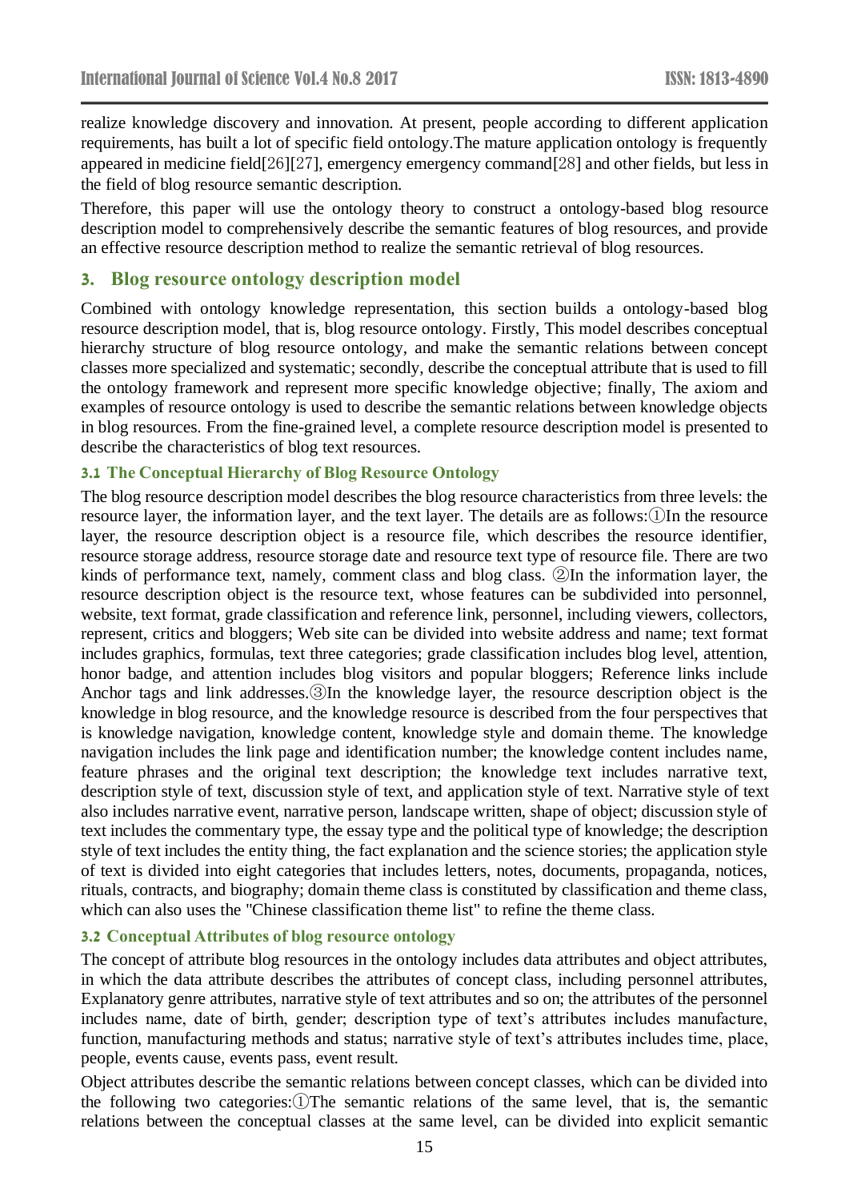realize knowledge discovery and innovation. At present, people according to different application requirements, has built a lot of specific field ontology.The mature application ontology is frequently appeared in medicine field[26][27], emergency emergency command[28] and other fields, but less in the field of blog resource semantic description.

Therefore, this paper will use the ontology theory to construct a ontology-based blog resource description model to comprehensively describe the semantic features of blog resources, and provide an effective resource description method to realize the semantic retrieval of blog resources.

## 3. Blog resource ontology description model

Combined with ontology knowledge representation, this section builds a ontology-based blog resource description model, that is, blog resource ontology. Firstly, This model describes conceptual hierarchy structure of blog resource ontology, and make the semantic relations between concept classes more specialized and systematic; secondly, describe the conceptual attribute that is used to fill the ontology framework and represent more specific knowledge objective; finally, The axiom and examples of resource ontology is used to describe the semantic relations between knowledge objects in blog resources. From the fine-grained level, a complete resource description model is presented to describe the characteristics of blog text resources.

### 3.1 The Conceptual Hierarchy of Blog Resource Ontology

The blog resource description model describes the blog resource characteristics from three levels: the resource layer, the information layer, and the text layer. The details are as follows:①In the resource layer, the resource description object is a resource file, which describes the resource identifier, resource storage address, resource storage date and resource text type of resource file. There are two kinds of performance text, namely, comment class and blog class. ②In the information layer, the resource description object is the resource text, whose features can be subdivided into personnel, website, text format, grade classification and reference link, personnel, including viewers, collectors, represent, critics and bloggers; Web site can be divided into website address and name; text format includes graphics, formulas, text three categories; grade classification includes blog level, attention, honor badge, and attention includes blog visitors and popular bloggers; Reference links include Anchor tags and link addresses.③In the knowledge layer, the resource description object is the knowledge in blog resource, and the knowledge resource is described from the four perspectives that is knowledge navigation, knowledge content, knowledge style and domain theme. The knowledge navigation includes the link page and identification number; the knowledge content includes name, feature phrases and the original text description; the knowledge text includes narrative text, description style of text, discussion style of text, and application style of text. Narrative style of text also includes narrative event, narrative person, landscape written, shape of object; discussion style of text includes the commentary type, the essay type and the political type of knowledge; the description style of text includes the entity thing, the fact explanation and the science stories; the application style of text is divided into eight categories that includes letters, notes, documents, propaganda, notices, rituals, contracts, and biography; domain theme class is constituted by classification and theme class, which can also uses the "Chinese classification theme list" to refine the theme class.

### 3.2 Conceptual Attributes of blog resource ontology

The concept of attribute blog resources in the ontology includes data attributes and object attributes, in which the data attribute describes the attributes of concept class, including personnel attributes, Explanatory genre attributes, narrative style of text attributes and so on; the attributes of the personnel includes name, date of birth, gender; description type of text's attributes includes manufacture, function, manufacturing methods and status; narrative style of text's attributes includes time, place, people, events cause, events pass, event result.

Object attributes describe the semantic relations between concept classes, which can be divided into the following two categories:①The semantic relations of the same level, that is, the semantic relations between the conceptual classes at the same level, can be divided into explicit semantic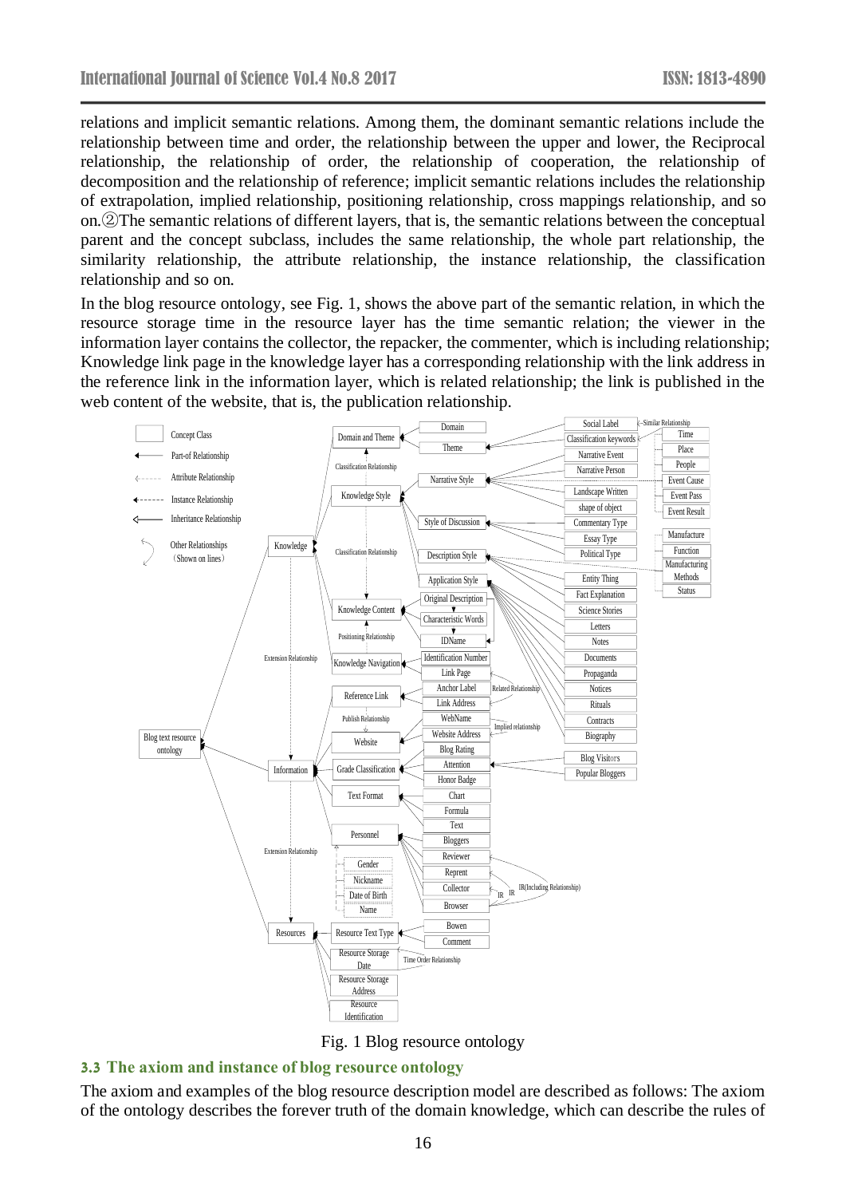relations and implicit semantic relations. Among them, the dominant semantic relations include the relationship between time and order, the relationship between the upper and lower, the Reciprocal relationship, the relationship of order, the relationship of cooperation, the relationship of decomposition and the relationship of reference; implicit semantic relations includes the relationship of extrapolation, implied relationship, positioning relationship, cross mappings relationship, and so on.②The semantic relations of different layers, that is, the semantic relations between the conceptual parent and the concept subclass, includes the same relationship, the whole part relationship, the similarity relationship, the attribute relationship, the instance relationship, the classification relationship and so on.

In the blog resource ontology, see Fig. 1, shows the above part of the semantic relation, in which the resource storage time in the resource layer has the time semantic relation; the viewer in the information layer contains the collector, the repacker, the commenter, which is including relationship; Knowledge link page in the knowledge layer has a corresponding relationship with the link address in the reference link in the information layer, which is related relationship; the link is published in the web content of the website, that is, the publication relationship.

Fig. 1 Blog resource ontology

### 3.3 The axiom and instance of blog resource ontology

The axiom and examples of the blog resource description model are described as follows: The axiom of the ontology describes the forever truth of the domain knowledge, which can describe the rules of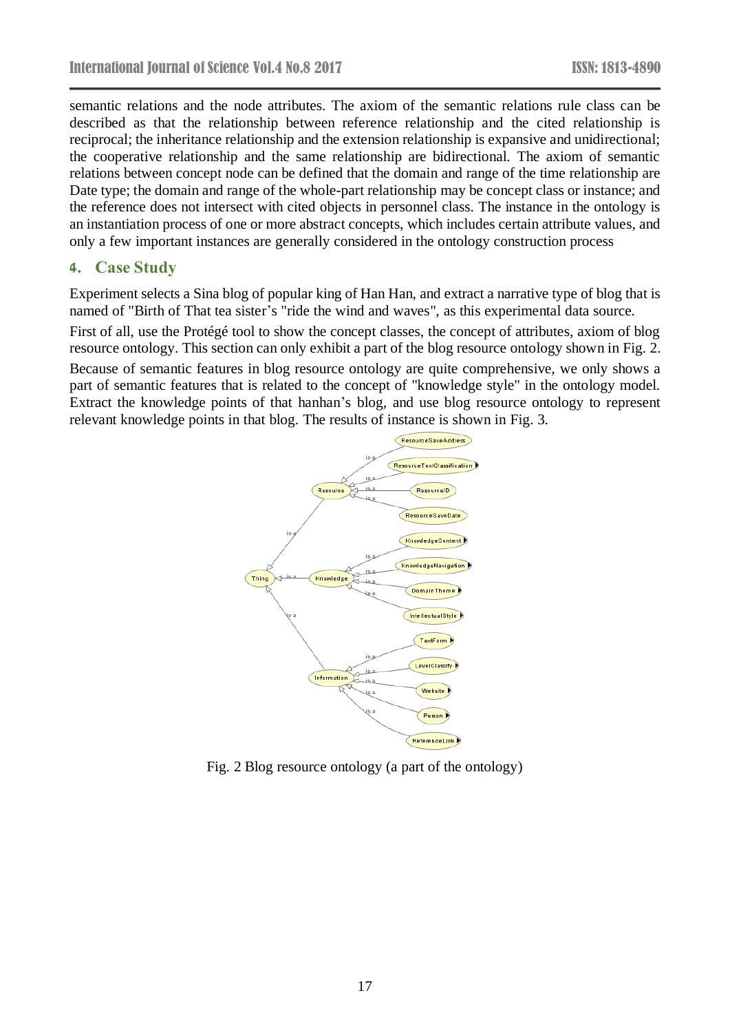semantic relations and the node attributes. The axiom of the semantic relations rule class can be described as that the relationship between reference relationship and the cited relationship is reciprocal; the inheritance relationship and the extension relationship is expansive and unidirectional; the cooperative relationship and the same relationship are bidirectional. The axiom of semantic relations between concept node can be defined that the domain and range of the time relationship are Date type; the domain and range of the whole-part relationship may be concept class or instance; and the reference does not intersect with cited objects in personnel class. The instance in the ontology is an instantiation process of one or more abstract concepts, which includes certain attribute values, and only a few important instances are generally considered in the ontology construction process

## 4. Case Study

Experiment selects a Sina blog of popular king of Han Han, and extract a narrative type of blog that is named of "Birth of That tea sister's "ride the wind and waves", as this experimental data source.

First of all, use the Protégé tool to show the concept classes, the concept of attributes, axiom of blog resource ontology. This section can only exhibit a part of the blog resource ontology shown in Fig. 2.

Because of semantic features in blog resource ontology are quite comprehensive, we only shows a part of semantic features that is related to the concept of "knowledge style" in the ontology model. Extract the knowledge points of that hanhan's blog, and use blog resource ontology to represent relevant knowledge points in that blog. The results of instance is shown in Fig. 3.

Fig. 2 Blog resource ontology (a part of the ontology)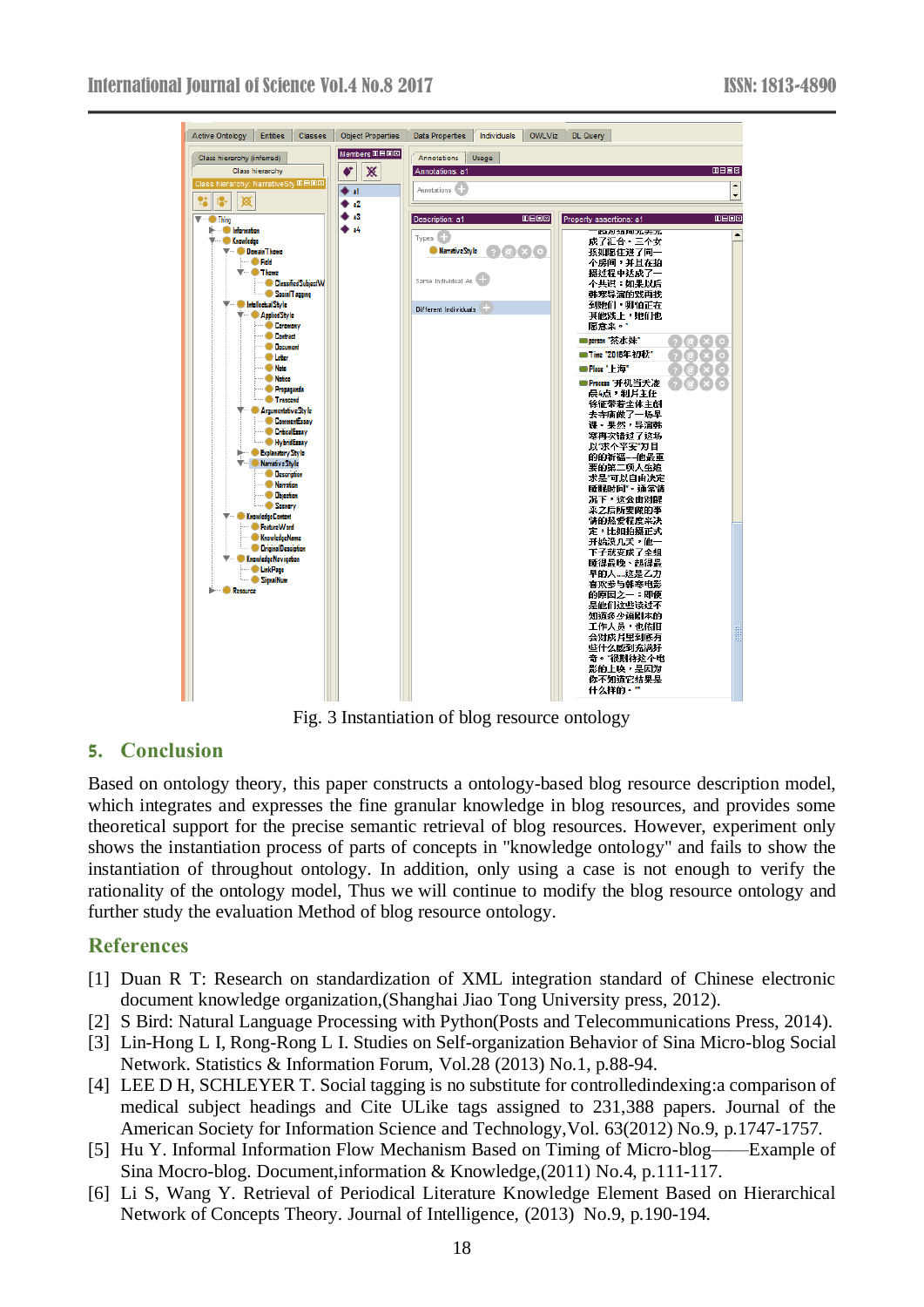Fig. 3 Instantiation of blog resource ontology

## 5. Conclusion

Based on ontology theory, this paper constructs a ontology-based blog resource description model, which integrates and expresses the fine granular knowledge in blog resources, and provides some theoretical support for the precise semantic retrieval of blog resources. However, experiment only shows the instantiation process of parts of concepts in "knowledge ontology" and fails to show the instantiation of throughout ontology. In addition, only using a case is not enough to verify the rationality of the ontology model, Thus we will continue to modify the blog resource ontology and further study the evaluation Method of blog resource ontology.

## References

[1] Duan R T: Research on standardization of XML integration standard of Chinese electronic document knowledge organization,(Shanghai Jiao Tong University press, 2012).

[2] S Bird: Natural Language Processing with Python(Posts and Telecommunications Press, 2014).

[3] Lin-Hong L I, Rong-Rong L I. Studies on Self-organization Behavior of Sina Micro-blog Social Network. Statistics & Information Forum, Vol.28 (2013) No.1, p.88-94.

[4] LEE D H, SCHLEYER T. Social tagging is no substitute for controlledindexing:a comparison of medical subject headings and Cite ULike tags assigned to 231,388 papers. Journal of the American Society for Information Science and Technology,Vol. 63(2012) No.9, p.1747-1757.

[5] Hu Y. Informal Information Flow Mechanism Based on Timing of Micro-blog——Example of Sina Mocro-blog. Document,information & Knowledge,(2011) No.4, p.111-117.

[6] Li S, Wang Y. Retrieval of Periodical Literature Knowledge Element Based on Hierarchical Network of Concepts Theory. Journal of Intelligence, (2013) No.9, p.190-194.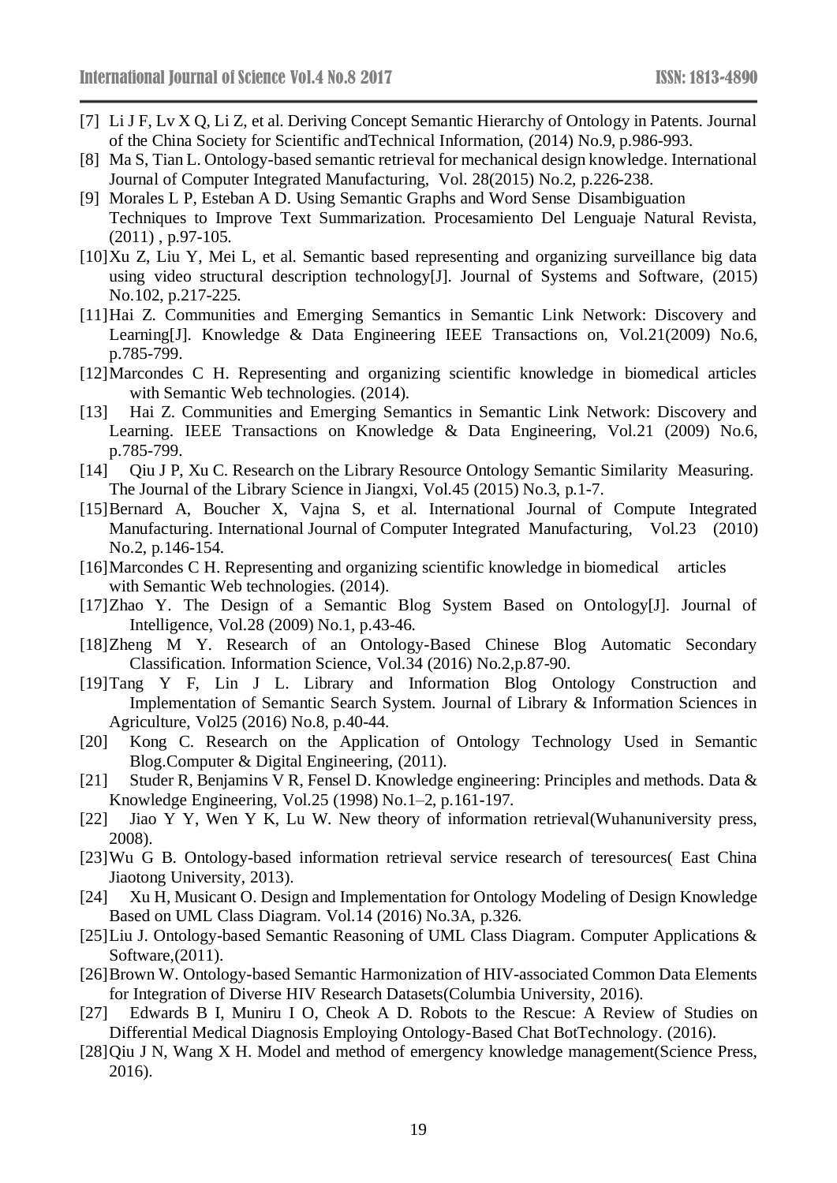[7] Li J F, Lv X Q, Li Z, et al. Deriving Concept Semantic Hierarchy of Ontology in Patents. Journal of the China Society for Scientific andTechnical Information, (2014) No.9, p.986-993.

[8] Ma S, Tian L. Ontology-based semantic retrieval for mechanical design knowledge. International Journal of Computer Integrated Manufacturing, Vol. 28(2015) No.2, p.226-238.

[9] Morales L P, Esteban A D. Using Semantic Graphs and Word Sense Disambiguation Techniques to Improve Text Summarization. Procesamiento Del Lenguaje Natural Revista, (2011) , p.97-105.

[10] Xu Z, Liu Y, Mei L, et al. Semantic based representing and organizing surveillance big data using video structural description technology[J]. Journal of Systems and Software, (2015) No.102, p.217-225.

[11] Hai Z. Communities and Emerging Semantics in Semantic Link Network: Discovery and Learning[J]. Knowledge & Data Engineering IEEE Transactions on, Vol.21(2009) No.6, p.785-799.

[12] Marcondes C H. Representing and organizing scientific knowledge in biomedical articles with Semantic Web technologies. (2014).

[13] Hai Z. Communities and Emerging Semantics in Semantic Link Network: Discovery and Learning. IEEE Transactions on Knowledge & Data Engineering, Vol.21 (2009) No.6, p.785-799.

[14] Qiu J P, Xu C. Research on the Library Resource Ontology Semantic Similarity Measuring. The Journal of the Library Science in Jiangxi, Vol.45 (2015) No.3, p.1-7.

[15] Bernard A, Boucher X, Vajna S, et al. International Journal of Compute Integrated Manufacturing. International Journal of Computer Integrated Manufacturing, Vol.23 (2010) No.2, p.146-154.

[16] Marcondes C H. Representing and organizing scientific knowledge in biomedical articles with Semantic Web technologies. (2014).

[17] Zhao Y. The Design of a Semantic Blog System Based on Ontology[J]. Journal of Intelligence, Vol.28 (2009) No.1, p.43-46.

[18] Zheng M Y. Research of an Ontology-Based Chinese Blog Automatic Secondary Classification. Information Science, Vol.34 (2016) No.2,p.87-90.

[19] Tang Y F, Lin J L. Library and Information Blog Ontology Construction and Implementation of Semantic Search System. Journal of Library & Information Sciences in Agriculture, Vol25 (2016) No.8, p.40-44.

[20] Kong C. Research on the Application of Ontology Technology Used in Semantic Blog.Computer & Digital Engineering, (2011).

[21] Studer R, Benjamins V R, Fensel D. Knowledge engineering: Principles and methods. Data & Knowledge Engineering, Vol.25 (1998) No.1–2, p.161-197.

[22] Jiao Y Y, Wen Y K, Lu W. New theory of information retrieval(Wuhanuniversity press, 2008).

[23] Wu G B. Ontology-based information retrieval service research of teresources( East China Jiaotong University, 2013).

[24] Xu H, Musicant O. Design and Implementation for Ontology Modeling of Design Knowledge Based on UML Class Diagram. Vol.14 (2016) No.3A, p.326.

[25] Liu J. Ontology-based Semantic Reasoning of UML Class Diagram. Computer Applications & Software,(2011).

[26] Brown W. Ontology-based Semantic Harmonization of HIV-associated Common Data Elements for Integration of Diverse HIV Research Datasets(Columbia University, 2016).

[27] Edwards B I, Muniru I O, Cheok A D. Robots to the Rescue: A Review of Studies on Differential Medical Diagnosis Employing Ontology-Based Chat BotTechnology. (2016).

[28] Qiu J N, Wang X H. Model and method of emergency knowledge management(Science Press, 2016).